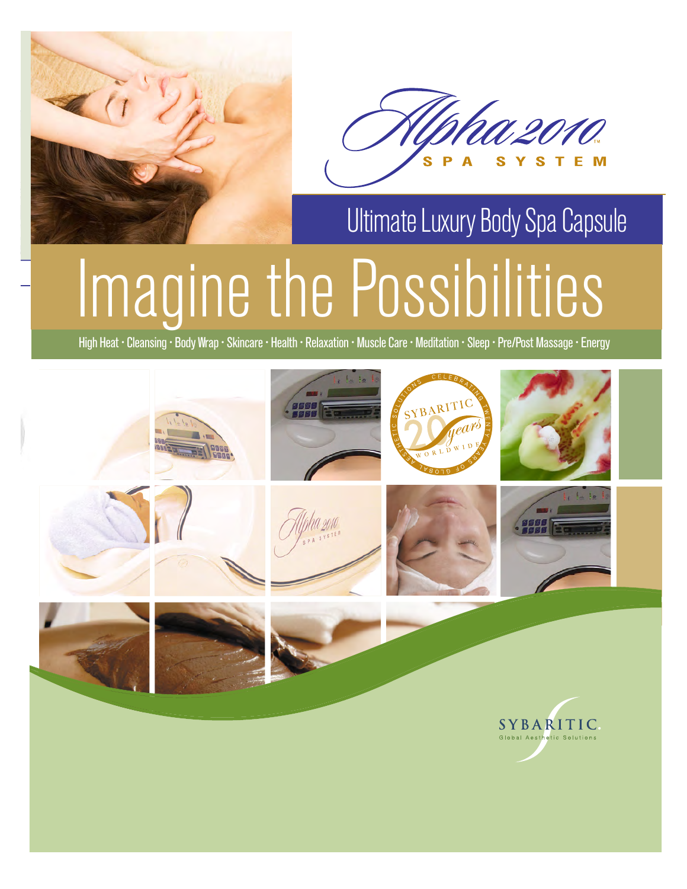# Alpha 2010™ SPA SYSTEM

## Ultimate Luxury Body Spa Capsule

# Imagine the Possibilities

High Heat · Cleansing · Body Wrap · Skincare · Health · Relaxation · Muscle Care · Meditation · Sleep · Pre/Post Massage · Energy

SYBARITIC 20 years — Celebrating Twenty Years of Global Aesthetic Solutions Worldwide

SYBARITIC.
Global Aesthetic Solutions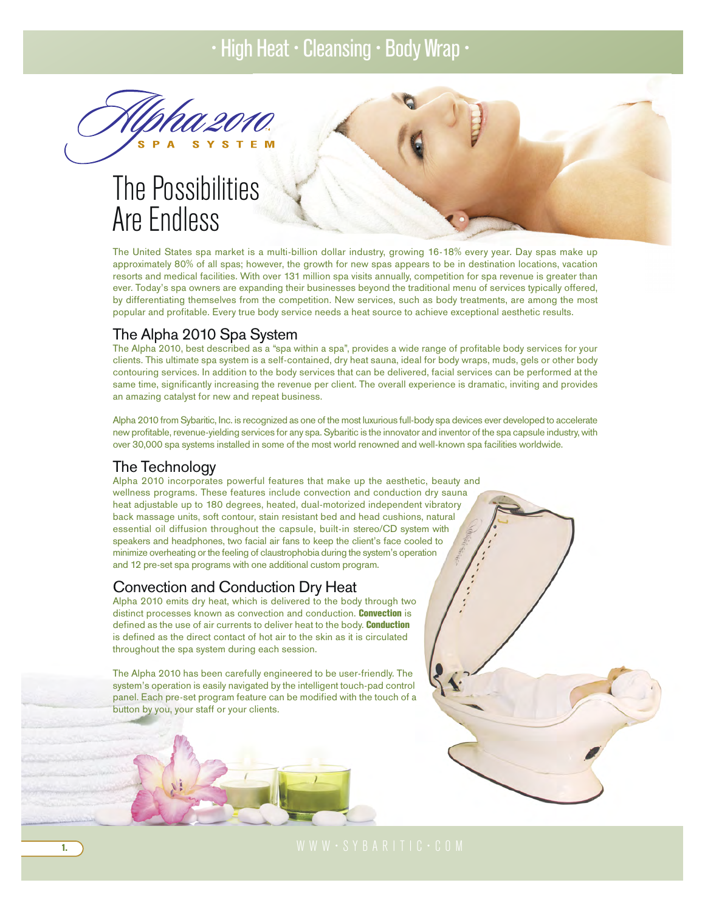• High Heat • Cleansing • Body Wrap •

Alpha 2010™ SPA SYSTEM

# The Possibilities Are Endless

The United States spa market is a multi-billion dollar industry, growing 16-18% every year. Day spas make up approximately 80% of all spas; however, the growth for new spas appears to be in destination locations, vacation resorts and medical facilities. With over 131 million spa visits annually, competition for spa revenue is greater than ever. Today's spa owners are expanding their businesses beyond the traditional menu of services typically offered, by differentiating themselves from the competition. New services, such as body treatments, are among the most popular and profitable. Every true body service needs a heat source to achieve exceptional aesthetic results.

## The Alpha 2010 Spa System

The Alpha 2010, best described as a "spa within a spa", provides a wide range of profitable body services for your clients. This ultimate spa system is a self-contained, dry heat sauna, ideal for body wraps, muds, gels or other body contouring services. In addition to the body services that can be delivered, facial services can be performed at the same time, significantly increasing the revenue per client. The overall experience is dramatic, inviting and provides an amazing catalyst for new and repeat business.

Alpha 2010 from Sybaritic, Inc. is recognized as one of the most luxurious full-body spa devices ever developed to accelerate new profitable, revenue-yielding services for any spa. Sybaritic is the innovator and inventor of the spa capsule industry, with over 30,000 spa systems installed in some of the most world renowned and well-known spa facilities worldwide.

## The Technology

Alpha 2010 incorporates powerful features that make up the aesthetic, beauty and wellness programs. These features include convection and conduction dry sauna heat adjustable up to 180 degrees, heated, dual-motorized independent vibratory back massage units, soft contour, stain resistant bed and head cushions, natural essential oil diffusion throughout the capsule, built-in stereo/CD system with speakers and headphones, two facial air fans to keep the client's face cooled to minimize overheating or the feeling of claustrophobia during the system's operation and 12 pre-set spa programs with one additional custom program.

## Convection and Conduction Dry Heat

Alpha 2010 emits dry heat, which is delivered to the body through two distinct processes known as convection and conduction. **Convection** is defined as the use of air currents to deliver heat to the body. **Conduction** is defined as the direct contact of hot air to the skin as it is circulated throughout the spa system during each session.

The Alpha 2010 has been carefully engineered to be user-friendly. The system's operation is easily navigated by the intelligent touch-pad control panel. Each pre-set program feature can be modified with the touch of a button by you, your staff or your clients.

WWW•SYBARITIC•COM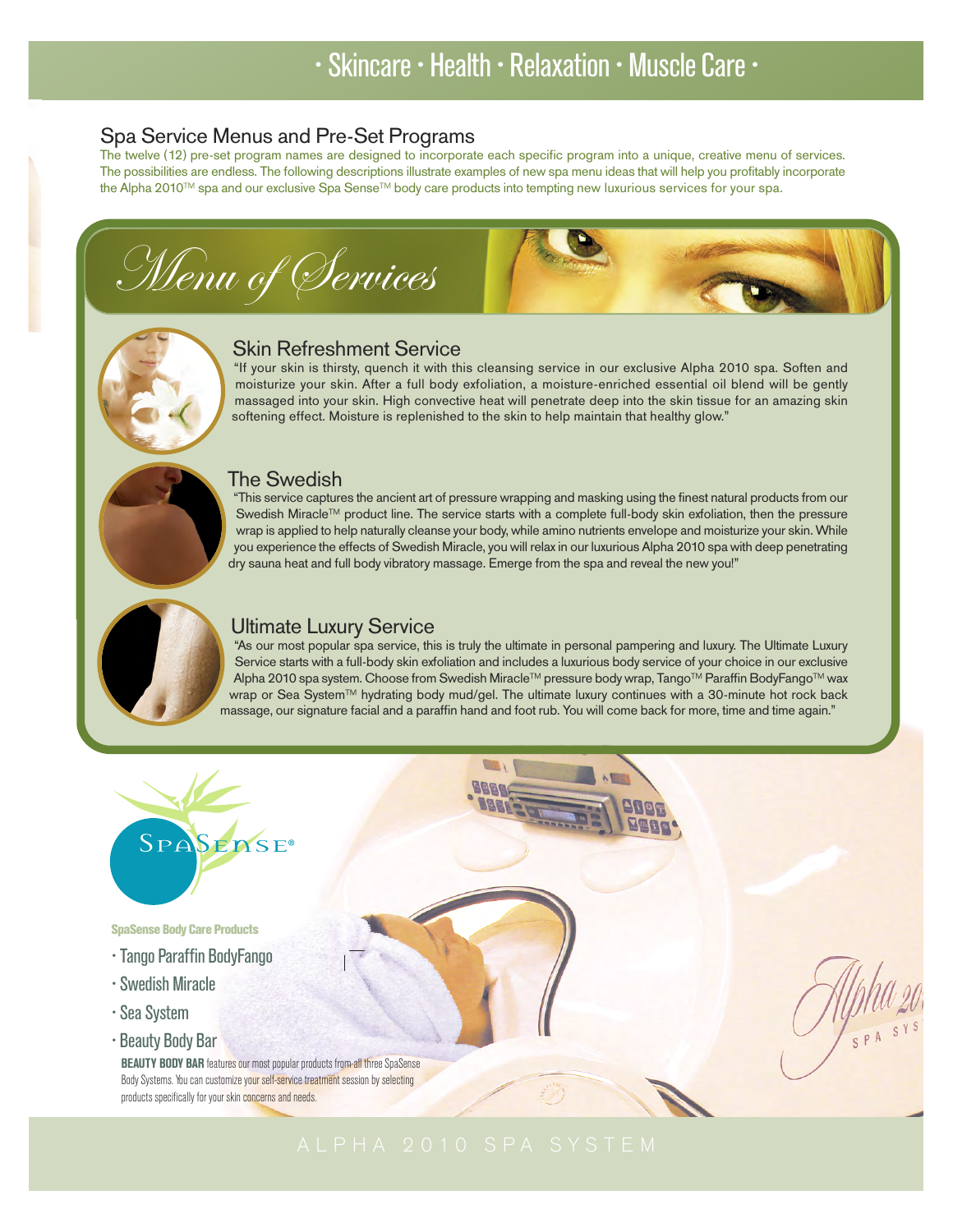· Skincare · Health · Relaxation · Muscle Care ·

## Spa Service Menus and Pre-Set Programs

The twelve (12) pre-set program names are designed to incorporate each specific program into a unique, creative menu of services. The possibilities are endless. The following descriptions illustrate examples of new spa menu ideas that will help you profitably incorporate the Alpha 2010™ spa and our exclusive Spa Sense™ body care products into tempting new luxurious services for your spa.

# *Menu of Services*

### Skin Refreshment Service

"If your skin is thirsty, quench it with this cleansing service in our exclusive Alpha 2010 spa. Soften and moisturize your skin. After a full body exfoliation, a moisture-enriched essential oil blend will be gently massaged into your skin. High convective heat will penetrate deep into the skin tissue for an amazing skin softening effect. Moisture is replenished to the skin to help maintain that healthy glow."

### The Swedish

"This service captures the ancient art of pressure wrapping and masking using the finest natural products from our Swedish Miracle™ product line. The service starts with a complete full-body skin exfoliation, then the pressure wrap is applied to help naturally cleanse your body, while amino nutrients envelope and moisturize your skin. While you experience the effects of Swedish Miracle, you will relax in our luxurious Alpha 2010 spa with deep penetrating dry sauna heat and full body vibratory massage. Emerge from the spa and reveal the new you!"

### Ultimate Luxury Service

"As our most popular spa service, this is truly the ultimate in personal pampering and luxury. The Ultimate Luxury Service starts with a full-body skin exfoliation and includes a luxurious body service of your choice in our exclusive Alpha 2010 spa system. Choose from Swedish Miracle™ pressure body wrap, Tango™ Paraffin BodyFango™ wax wrap or Sea System™ hydrating body mud/gel. The ultimate luxury continues with a 30-minute hot rock back massage, our signature facial and a paraffin hand and foot rub. You will come back for more, time and time again."

SpaSense®

**SpaSense Body Care Products**

- Tango Paraffin BodyFango
- Swedish Miracle
- Sea System
- Beauty Body Bar

**BEAUTY BODY BAR** features our most popular products from all three SpaSense Body Systems. You can customize your self-service treatment session by selecting products specifically for your skin concerns and needs.

Alpha 2010 Spa System

ALPHA 2010 SPA SYSTEM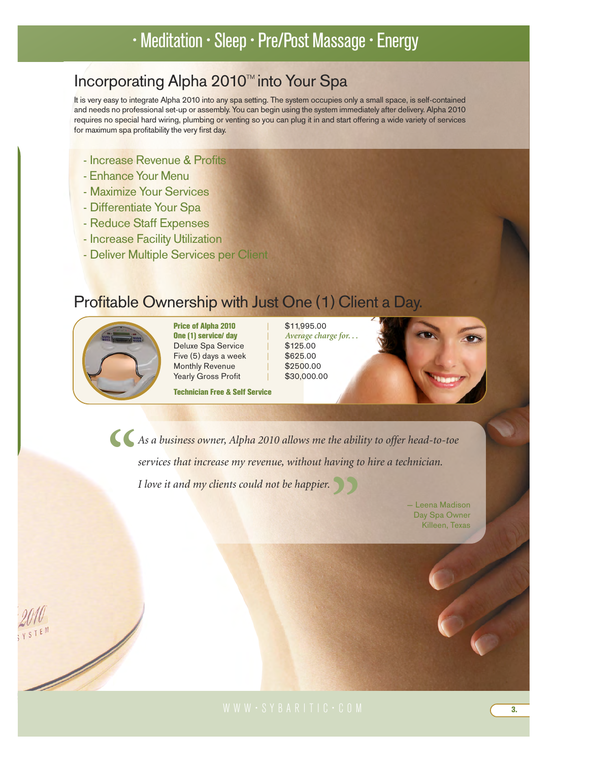# • Meditation • Sleep • Pre/Post Massage • Energy

## Incorporating Alpha 2010™ into Your Spa

It is very easy to integrate Alpha 2010 into any spa setting. The system occupies only a small space, is self-contained and needs no professional set-up or assembly. You can begin using the system immediately after delivery. Alpha 2010 requires no special hard wiring, plumbing or venting so you can plug it in and start offering a wide variety of services for maximum spa profitability the very first day.

- Increase Revenue & Profits
- Enhance Your Menu
- Maximize Your Services
- Differentiate Your Spa
- Reduce Staff Expenses
- Increase Facility Utilization
- Deliver Multiple Services per Client

## Profitable Ownership with Just One (1) Client a Day.

| | |
|---|---|
| **Price of Alpha 2010** | $11,995.00 |
| **One (1) service/ day** | *Average charge for. . .* |
| Deluxe Spa Service | $125.00 |
| Five (5) days a week | $625.00 |
| Monthly Revenue | $2500.00 |
| Yearly Gross Profit | $30,000.00 |

**Technician Free & Self Service**

> *"As a business owner, Alpha 2010 allows me the ability to offer head-to-toe services that increase my revenue, without having to hire a technician. I love it and my clients could not be happier."*
>
> — Leena Madison
> Day Spa Owner
> Killeen, Texas

WWW·SYBARITIC·COM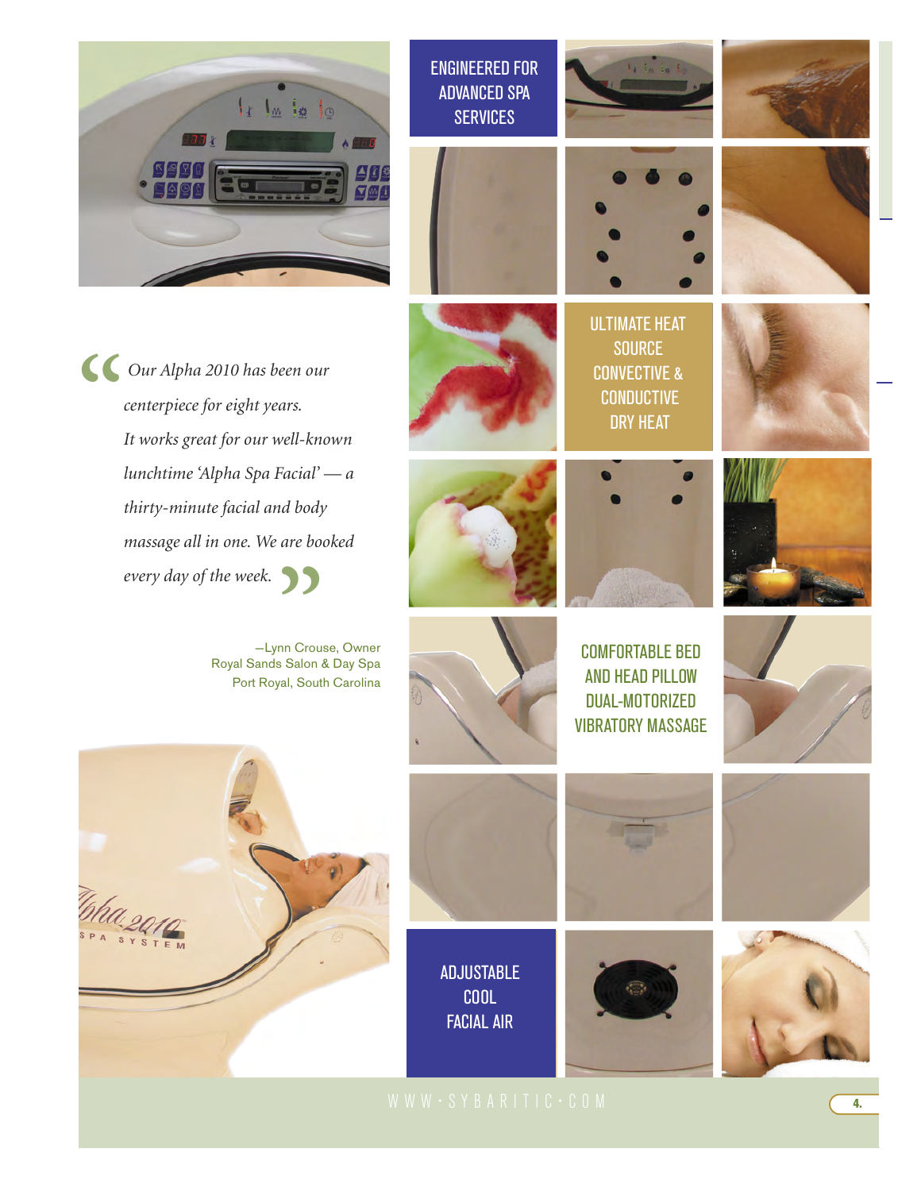ENGINEERED FOR ADVANCED SPA SERVICES

*Our Alpha 2010 has been our centerpiece for eight years. It works great for our well-known lunchtime 'Alpha Spa Facial' — a thirty-minute facial and body massage all in one. We are booked every day of the week.*

—Lynn Crouse, Owner
Royal Sands Salon & Day Spa
Port Royal, South Carolina

ULTIMATE HEAT SOURCE CONVECTIVE & CONDUCTIVE DRY HEAT

COMFORTABLE BED AND HEAD PILLOW DUAL-MOTORIZED VIBRATORY MASSAGE

ADJUSTABLE COOL FACIAL AIR

WWW·SYBARITIC·COM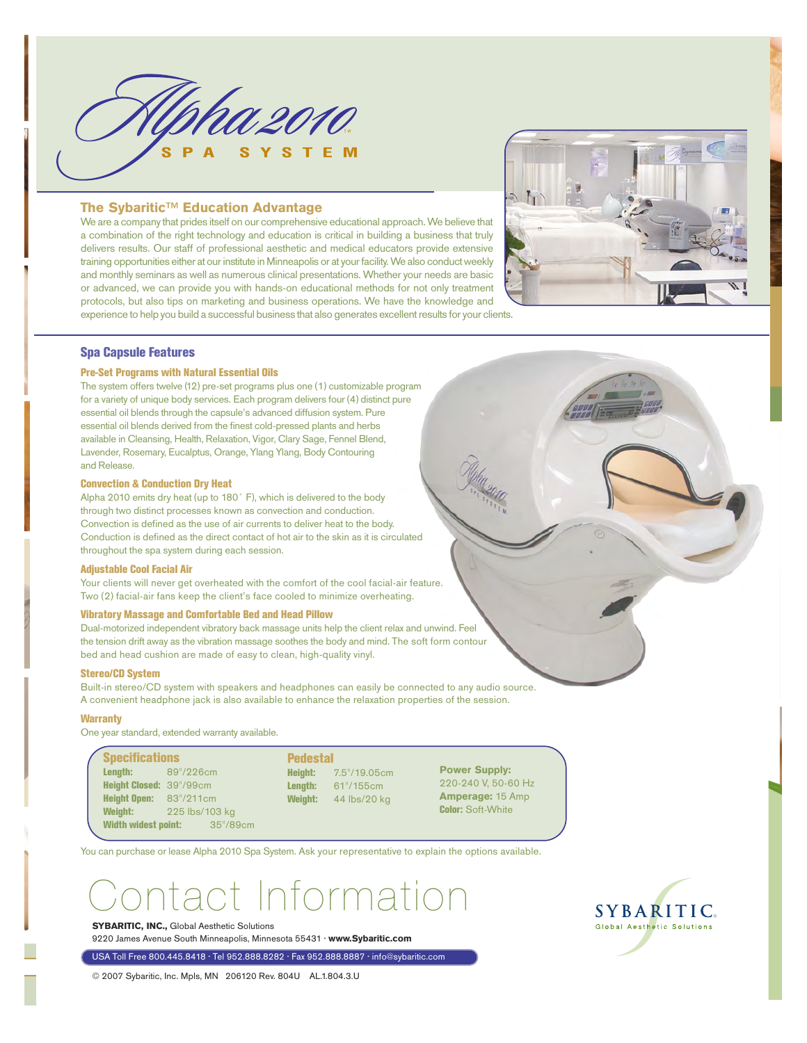# Alpha 2010™ SPA SYSTEM

## The Sybaritic™ Education Advantage

We are a company that prides itself on our comprehensive educational approach. We believe that a combination of the right technology and education is critical in building a business that truly delivers results. Our staff of professional aesthetic and medical educators provide extensive training opportunities either at our institute in Minneapolis or at your facility. We also conduct weekly and monthly seminars as well as numerous clinical presentations. Whether your needs are basic or advanced, we can provide you with hands-on educational methods for not only treatment protocols, but also tips on marketing and business operations. We have the knowledge and experience to help you build a successful business that also generates excellent results for your clients.

## Spa Capsule Features

### Pre-Set Programs with Natural Essential Oils

The system offers twelve (12) pre-set programs plus one (1) customizable program for a variety of unique body services. Each program delivers four (4) distinct pure essential oil blends through the capsule's advanced diffusion system. Pure essential oil blends derived from the finest cold-pressed plants and herbs available in Cleansing, Health, Relaxation, Vigor, Clary Sage, Fennel Blend, Lavender, Rosemary, Eucalptus, Orange, Ylang Ylang, Body Contouring and Release.

### Convection & Conduction Dry Heat

Alpha 2010 emits dry heat (up to 180˚ F), which is delivered to the body through two distinct processes known as convection and conduction. Convection is defined as the use of air currents to deliver heat to the body. Conduction is defined as the direct contact of hot air to the skin as it is circulated throughout the spa system during each session.

### Adjustable Cool Facial Air

Your clients will never get overheated with the comfort of the cool facial-air feature. Two (2) facial-air fans keep the client's face cooled to minimize overheating.

### Vibratory Massage and Comfortable Bed and Head Pillow

Dual-motorized independent vibratory back massage units help the client relax and unwind. Feel the tension drift away as the vibration massage soothes the body and mind. The soft form contour bed and head cushion are made of easy to clean, high-quality vinyl.

### Stereo/CD System

Built-in stereo/CD system with speakers and headphones can easily be connected to any audio source. A convenient headphone jack is also available to enhance the relaxation properties of the session.

### Warranty

One year standard, extended warranty available.

### Specifications

**Length:** 89"/226cm
**Height Closed:** 39"/99cm
**Height Open:** 83"/211cm
**Weight:** 225 lbs/103 kg
**Width widest point:** 35"/89cm

### Pedestal

**Height:** 7.5"/19.05cm
**Length:** 61"/155cm
**Weight:** 44 lbs/20 kg

**Power Supply:** 220-240 V, 50-60 Hz
**Amperage:** 15 Amp
**Color:** Soft-White

You can purchase or lease Alpha 2010 Spa System. Ask your representative to explain the options available.

# Contact Information

**SYBARITIC, INC.,** Global Aesthetic Solutions
9220 James Avenue South Minneapolis, Minnesota 55431 · **www.Sybaritic.com**

USA Toll Free 800.445.8418 · Tel 952.888.8282 · Fax 952.888.8887 · info@sybaritic.com

SYBARITIC. Global Aesthetic Solutions

© 2007 Sybaritic, Inc. Mpls, MN 206120 Rev. 804U AL.1.804.3.U